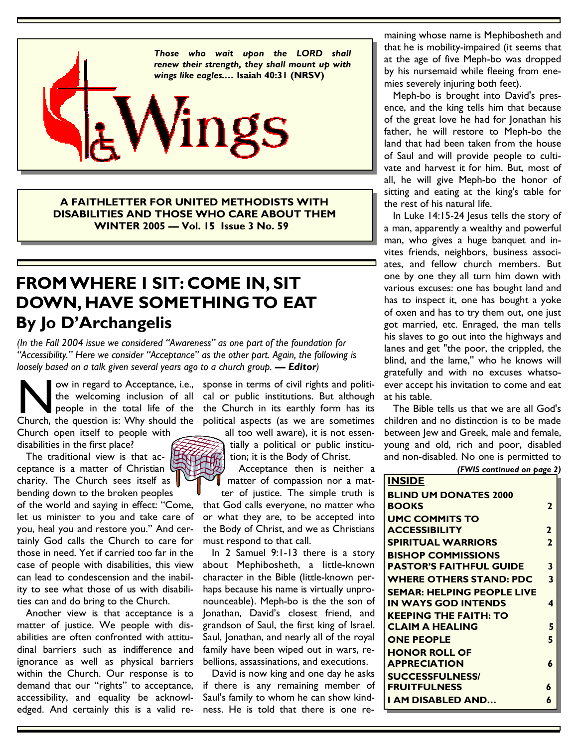*Those who wait upon the LORD shall renew their strength, they shall mount up with wings like eagles.…* **Isaiah 40:31 (NRSV)**

# Wings

**A FAITHLETTER FOR UNITED METHODISTS WITH DISABILITIES AND THOSE WHO CARE ABOUT THEM**
**WINTER 2005 — Vol. 15 Issue 3 No. 59**

## FROM WHERE I SIT: COME IN, SIT DOWN, HAVE SOMETHING TO EAT
## By Jo D'Archangelis

*(In the Fall 2004 issue we considered "Awareness" as one part of the foundation for "Accessibility." Here we consider "Acceptance" as the other part. Again, the following is loosely based on a talk given several years ago to a church group.* ***— Editor****)*

Now in regard to Acceptance, i.e., the welcoming inclusion of all people in the total life of the Church, the question is: Why should the Church open itself to people with disabilities in the first place?

The traditional view is that acceptance is a matter of Christian charity. The Church sees itself as bending down to the broken peoples of the world and saying in effect: "Come, let us minister to you and take care of you, heal you and restore you." And certainly God calls the Church to care for those in need. Yet if carried too far in the case of people with disabilities, this view can lead to condescension and the inability to see what those of us with disabilities can and do bring to the Church.

Another view is that acceptance is a matter of justice. We people with disabilities are often confronted with attitudinal barriers such as indifference and ignorance as well as physical barriers within the Church. Our response is to demand that our "rights" to acceptance, accessibility, and equality be acknowledged. And certainly this is a valid response in terms of civil rights and political or public institutions. But although the Church in its earthly form has its political aspects (as we are sometimes all too well aware), it is not essentially a political or public institution; it is the Body of Christ.

Acceptance then is neither a matter of compassion nor a matter of justice. The simple truth is that God calls everyone, no matter who or what they are, to be accepted into the Body of Christ, and we as Christians must respond to that call.

In 2 Samuel 9:1-13 there is a story about Mephibosheth, a little-known character in the Bible (little-known perhaps because his name is virtually unpronounceable). Meph-bo is the the son of Jonathan, David's closest friend, and grandson of Saul, the first king of Israel. Saul, Jonathan, and nearly all of the royal family have been wiped out in wars, rebellions, assassinations, and executions.

David is now king and one day he asks if there is any remaining member of Saul's family to whom he can show kindness. He is told that there is one remaining whose name is Mephibosheth and that he is mobility-impaired (it seems that at the age of five Meph-bo was dropped by his nursemaid while fleeing from enemies severely injuring both feet).

Meph-bo is brought into David's presence, and the king tells him that because of the great love he had for Jonathan his father, he will restore to Meph-bo the land that had been taken from the house of Saul and will provide people to cultivate and harvest it for him. But, most of all, he will give Meph-bo the honor of sitting and eating at the king's table for the rest of his natural life.

In Luke 14:15-24 Jesus tells the story of a man, apparently a wealthy and powerful man, who gives a huge banquet and invites friends, neighbors, business associates, and fellow church members. But one by one they all turn him down with various excuses: one has bought land and has to inspect it, one has bought a yoke of oxen and has to try them out, one just got married, etc. Enraged, the man tells his slaves to go out into the highways and lanes and get "the poor, the crippled, the blind, and the lame," who he knows will gratefully and with no excuses whatsoever accept his invitation to come and eat at his table.

The Bible tells us that we are all God's children and no distinction is to be made between Jew and Greek, male and female, young and old, rich and poor, disabled and non-disabled. No one is permitted to

*(FWIS continued on page 2)*

| **INSIDE** | |
|---|---|
| **BLIND UM DONATES 2000 BOOKS** | **2** |
| **UMC COMMITS TO ACCESSIBILITY** | **2** |
| **SPIRITUAL WARRIORS** | **2** |
| **BISHOP COMMISSIONS PASTOR'S FAITHFUL GUIDE** | **3** |
| **WHERE OTHERS STAND: PDC** | **3** |
| **SEMAR: HELPING PEOPLE LIVE IN WAYS GOD INTENDS** | **4** |
| **KEEPING THE FAITH: TO CLAIM A HEALING** | **5** |
| **ONE PEOPLE** | **5** |
| **HONOR ROLL OF APPRECIATION** | **6** |
| **SUCCESSFULNESS/ FRUITFULNESS** | **6** |
| **I AM DISABLED AND…** | **6** |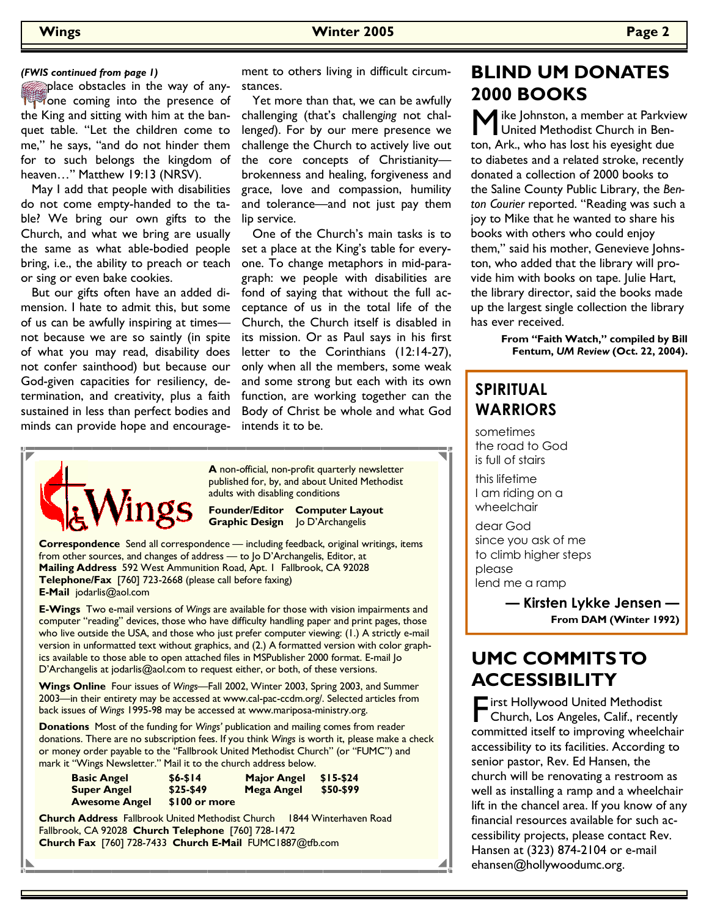*(FWIS continued from page 1)*

place obstacles in the way of anyone coming into the presence of the King and sitting with him at the banquet table. "Let the children come to me," he says, "and do not hinder them for to such belongs the kingdom of heaven…" Matthew 19:13 (NRSV).

May I add that people with disabilities do not come empty-handed to the table? We bring our own gifts to the Church, and what we bring are usually the same as what able-bodied people bring, i.e., the ability to preach or teach or sing or even bake cookies.

But our gifts often have an added dimension. I hate to admit this, but some of us can be awfully inspiring at times—not because we are so saintly (in spite of what you may read, disability does not confer sainthood) but because our God-given capacities for resiliency, determination, and creativity, plus a faith sustained in less than perfect bodies and minds can provide hope and encouragement to others living in difficult circumstances.

Yet more than that, we can be awfully challenging (that's challeng*ing* not challeng*ed*). For by our mere presence we challenge the Church to actively live out the core concepts of Christianity—brokenness and healing, forgiveness and grace, love and compassion, humility and tolerance—and not just pay them lip service.

One of the Church's main tasks is to set a place at the King's table for everyone. To change metaphors in mid-paragraph: we people with disabilities are fond of saying that without the full acceptance of us in the total life of the Church, the Church itself is disabled in its mission. Or as Paul says in his first letter to the Corinthians (12:14-27), only when all the members, some weak and some strong but each with its own function, are working together can the Body of Christ be whole and what God intends it to be.

## BLIND UM DONATES 2000 BOOKS

Mike Johnston, a member at Parkview United Methodist Church in Benton, Ark., who has lost his eyesight due to diabetes and a related stroke, recently donated a collection of 2000 books to the Saline County Public Library, the *Benton Courier* reported. "Reading was such a joy to Mike that he wanted to share his books with others who could enjoy them," said his mother, Genevieve Johnston, who added that the library will provide him with books on tape. Julie Hart, the library director, said the books made up the largest single collection the library has ever received.

**From "Faith Watch," compiled by Bill Fentum, *UM Review* (Oct. 22, 2004).**

## SPIRITUAL WARRIORS

sometimes
the road to God
is full of stairs

this lifetime
I am riding on a
wheelchair

dear God
since you ask of me
to climb higher steps
please
lend me a ramp

**— Kirsten Lykke Jensen —**
**From DAM (Winter 1992)**

## Wings

**A** non-official, non-profit quarterly newsletter published for, by, and about United Methodist adults with disabling conditions

**Founder/Editor Computer Layout Graphic Design** Jo D'Archangelis

**Correspondence** Send all correspondence — including feedback, original writings, items from other sources, and changes of address — to Jo D'Archangelis, Editor, at
**Mailing Address** 592 West Ammunition Road, Apt. 1 Fallbrook, CA 92028
**Telephone/Fax** [760] 723-2668 (please call before faxing)
**E-Mail** jodarlis@aol.com

**E-Wings** Two e-mail versions of *Wings* are available for those with vision impairments and computer "reading" devices, those who have difficulty handling paper and print pages, those who live outside the USA, and those who just prefer computer viewing: (1.) A strictly e-mail version in unformatted text without graphics, and (2.) A formatted version with color graphics available to those able to open attached files in MSPublisher 2000 format. E-mail Jo D'Archangelis at jodarlis@aol.com to request either, or both, of these versions.

**Wings Online** Four issues of *Wings*—Fall 2002, Winter 2003, Spring 2003, and Summer 2003—in their entirety may be accessed at www.cal-pac-ccdm.org/. Selected articles from back issues of *Wings* 1995-98 may be accessed at www.mariposa-ministry.org.

**Donations** Most of the funding for *Wings'* publication and mailing comes from reader donations. There are no subscription fees. If you think *Wings* is worth it, please make a check or money order payable to the "Fallbrook United Methodist Church" (or "FUMC") and mark it "Wings Newsletter." Mail it to the church address below.

| | | | |
|---|---|---|---|
| **Basic Angel** | **$6-$14** | **Major Angel** | **$15-$24** |
| **Super Angel** | **$25-$49** | **Mega Angel** | **$50-$99** |
| **Awesome Angel** | **$100 or more** | | |

**Church Address** Fallbrook United Methodist Church 1844 Winterhaven Road Fallbrook, CA 92028 **Church Telephone** [760] 728-1472
**Church Fax** [760] 728-7433 **Church E-Mail** FUMC1887@tfb.com

## UMC COMMITS TO ACCESSIBILITY

First Hollywood United Methodist Church, Los Angeles, Calif., recently committed itself to improving wheelchair accessibility to its facilities. According to senior pastor, Rev. Ed Hansen, the church will be renovating a restroom as well as installing a ramp and a wheelchair lift in the chancel area. If you know of any financial resources available for such accessibility projects, please contact Rev. Hansen at (323) 874-2104 or e-mail ehansen@hollywoodumc.org.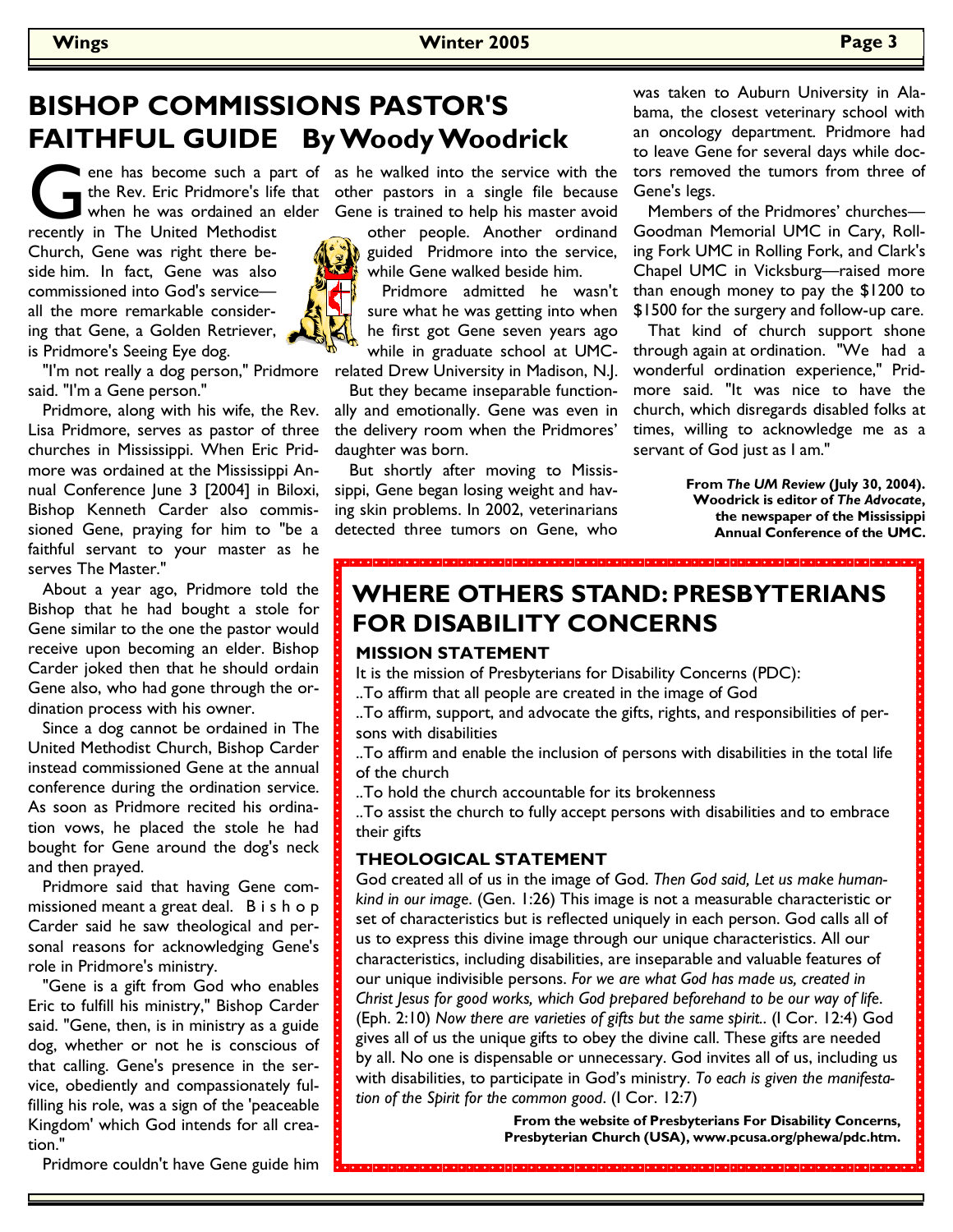# BISHOP COMMISSIONS PASTOR'S FAITHFUL GUIDE By Woody Woodrick

Gene has become such a part of the Rev. Eric Pridmore's life that when he was ordained an elder recently in The United Methodist Church, Gene was right there beside him. In fact, Gene was also commissioned into God's service—all the more remarkable considering that Gene, a Golden Retriever, is Pridmore's Seeing Eye dog.

"I'm not really a dog person," Pridmore said. "I'm a Gene person."

Pridmore, along with his wife, the Rev. Lisa Pridmore, serves as pastor of three churches in Mississippi. When Eric Pridmore was ordained at the Mississippi Annual Conference June 3 [2004] in Biloxi, Bishop Kenneth Carder also commissioned Gene, praying for him to "be a faithful servant to your master as he serves The Master."

About a year ago, Pridmore told the Bishop that he had bought a stole for Gene similar to the one the pastor would receive upon becoming an elder. Bishop Carder joked then that he should ordain Gene also, who had gone through the ordination process with his owner.

Since a dog cannot be ordained in The United Methodist Church, Bishop Carder instead commissioned Gene at the annual conference during the ordination service. As soon as Pridmore recited his ordination vows, he placed the stole he had bought for Gene around the dog's neck and then prayed.

Pridmore said that having Gene commissioned meant a great deal. Bishop Carder said he saw theological and personal reasons for acknowledging Gene's role in Pridmore's ministry.

"Gene is a gift from God who enables Eric to fulfill his ministry," Bishop Carder said. "Gene, then, is in ministry as a guide dog, whether or not he is conscious of that calling. Gene's presence in the service, obediently and compassionately fulfilling his role, was a sign of the 'peaceable Kingdom' which God intends for all creation."

Pridmore couldn't have Gene guide him as he walked into the service with the other pastors in a single file because Gene is trained to help his master avoid other people. Another ordinand guided Pridmore into the service, while Gene walked beside him.

Pridmore admitted he wasn't sure what he was getting into when he first got Gene seven years ago while in graduate school at UMC-related Drew University in Madison, N.J.

But they became inseparable functionally and emotionally. Gene was even in the delivery room when the Pridmores' daughter was born.

But shortly after moving to Mississippi, Gene began losing weight and having skin problems. In 2002, veterinarians detected three tumors on Gene, who was taken to Auburn University in Alabama, the closest veterinary school with an oncology department. Pridmore had to leave Gene for several days while doctors removed the tumors from three of Gene's legs.

Members of the Pridmores' churches—Goodman Memorial UMC in Cary, Rolling Fork UMC in Rolling Fork, and Clark's Chapel UMC in Vicksburg—raised more than enough money to pay the $1200 to $1500 for the surgery and follow-up care.

That kind of church support shone through again at ordination. "We had a wonderful ordination experience," Pridmore said. "It was nice to have the church, which disregards disabled folks at times, willing to acknowledge me as a servant of God just as I am."

**From *The UM Review* (July 30, 2004). Woodrick is editor of *The Advocate*, the newspaper of the Mississippi Annual Conference of the UMC.**

# WHERE OTHERS STAND: PRESBYTERIANS FOR DISABILITY CONCERNS

### MISSION STATEMENT

It is the mission of Presbyterians for Disability Concerns (PDC):

..To affirm that all people are created in the image of God

..To affirm, support, and advocate the gifts, rights, and responsibilities of persons with disabilities

..To affirm and enable the inclusion of persons with disabilities in the total life of the church

..To hold the church accountable for its brokenness

..To assist the church to fully accept persons with disabilities and to embrace their gifts

### THEOLOGICAL STATEMENT

God created all of us in the image of God. *Then God said, Let us make humankind in our image.* (Gen. 1:26) This image is not a measurable characteristic or set of characteristics but is reflected uniquely in each person. God calls all of us to express this divine image through our unique characteristics. All our characteristics, including disabilities, are inseparable and valuable features of our unique indivisible persons. *For we are what God has made us, created in Christ Jesus for good works, which God prepared beforehand to be our way of life.* (Eph. 2:10) *Now there are varieties of gifts but the same spirit..* (I Cor. 12:4) God gives all of us the unique gifts to obey the divine call. These gifts are needed by all. No one is dispensable or unnecessary. God invites all of us, including us with disabilities, to participate in God's ministry. *To each is given the manifestation of the Spirit for the common good.* (I Cor. 12:7)

**From the website of Presbyterians For Disability Concerns, Presbyterian Church (USA), www.pcusa.org/phewa/pdc.htm.**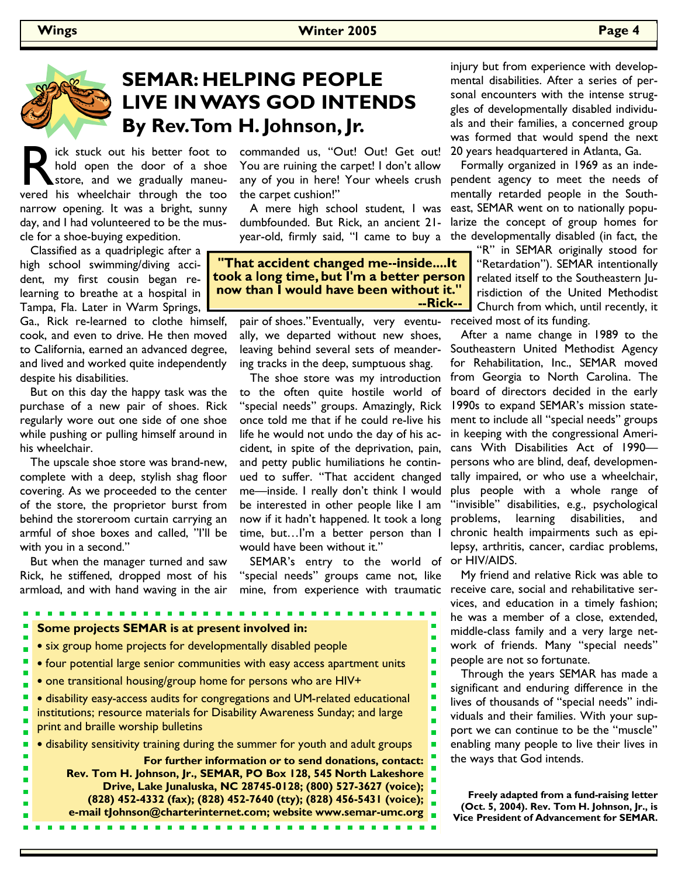# SEMAR: HELPING PEOPLE LIVE IN WAYS GOD INTENDS

## By Rev. Tom H. Johnson, Jr.

Rick stuck out his better foot to hold open the door of a shoe store, and we gradually maneuvered his wheelchair through the too narrow opening. It was a bright, sunny day, and I had volunteered to be the muscle for a shoe-buying expedition.

Classified as a quadriplegic after a high school swimming/diving accident, my first cousin began re-learning to breathe at a hospital in Tampa, Fla. Later in Warm Springs, Ga., Rick re-learned to clothe himself, cook, and even to drive. He then moved to California, earned an advanced degree, and lived and worked quite independently despite his disabilities.

But on this day the happy task was the purchase of a new pair of shoes. Rick regularly wore out one side of one shoe while pushing or pulling himself around in his wheelchair.

The upscale shoe store was brand-new, complete with a deep, stylish shag floor covering. As we proceeded to the center of the store, the proprietor burst from behind the storeroom curtain carrying an armful of shoe boxes and called, "I'll be with you in a second."

But when the manager turned and saw Rick, he stiffened, dropped most of his armload, and with hand waving in the air commanded us, "Out! Out! Get out! You are ruining the carpet! I don't allow any of you in here! Your wheels crush the carpet cushion!"

A mere high school student, I was dumbfounded. But Rick, an ancient 21-year-old, firmly said, "I came to buy a pair of shoes." Eventually, very eventually, we departed without new shoes, leaving behind several sets of meandering tracks in the deep, sumptuous shag.

> **"That accident changed me--inside....It took a long time, but I'm a better person now than I would have been without it."**
> **--Rick--**

The shoe store was my introduction to the often quite hostile world of "special needs" groups. Amazingly, Rick once told me that if he could re-live his life he would not undo the day of his accident, in spite of the deprivation, pain, and petty public humiliations he continued to suffer. "That accident changed me—inside. I really don't think I would be interested in other people like I am now if it hadn't happened. It took a long time, but…I'm a better person than I would have been without it."

SEMAR's entry to the world of "special needs" groups came not, like mine, from experience with traumatic injury but from experience with developmental disabilities. After a series of personal encounters with the intense struggles of developmentally disabled individuals and their families, a concerned group was formed that would spend the next 20 years headquartered in Atlanta, Ga.

Formally organized in 1969 as an independent agency to meet the needs of mentally retarded people in the Southeast, SEMAR went on to nationally popularize the concept of group homes for the developmentally disabled (in fact, the "R" in SEMAR originally stood for "Retardation"). SEMAR intentionally related itself to the Southeastern Jurisdiction of the United Methodist Church from which, until recently, it received most of its funding.

After a name change in 1989 to the Southeastern United Methodist Agency for Rehabilitation, Inc., SEMAR moved from Georgia to North Carolina. The board of directors decided in the early 1990s to expand SEMAR's mission statement to include all "special needs" groups in keeping with the congressional Americans With Disabilities Act of 1990—persons who are blind, deaf, developmentally impaired, or who use a wheelchair, plus people with a whole range of "invisible" disabilities, e.g., psychological problems, learning disabilities, and chronic health impairments such as epilepsy, arthritis, cancer, cardiac problems, or HIV/AIDS.

My friend and relative Rick was able to receive care, social and rehabilitative services, and education in a timely fashion; he was a member of a close, extended, middle-class family and a very large network of friends. Many "special needs" people are not so fortunate.

Through the years SEMAR has made a significant and enduring difference in the lives of thousands of "special needs" individuals and their families. With your support we can continue to be the "muscle" enabling many people to live their lives in the ways that God intends.

**Freely adapted from a fund-raising letter (Oct. 5, 2004). Rev. Tom H. Johnson, Jr., is Vice President of Advancement for SEMAR.**

---

**Some projects SEMAR is at present involved in:**

- six group home projects for developmentally disabled people
- four potential large senior communities with easy access apartment units
- one transitional housing/group home for persons who are HIV+
- disability easy-access audits for congregations and UM-related educational institutions; resource materials for Disability Awareness Sunday; and large print and braille worship bulletins
- disability sensitivity training during the summer for youth and adult groups

**For further information or to send donations, contact: Rev. Tom H. Johnson, Jr., SEMAR, PO Box 128, 545 North Lakeshore Drive, Lake Junaluska, NC 28745-0128; (800) 527-3627 (voice); (828) 452-4332 (fax); (828) 452-7640 (tty); (828) 456-5431 (voice); e-mail tJohnson@charterinternet.com; website www.semar-umc.org**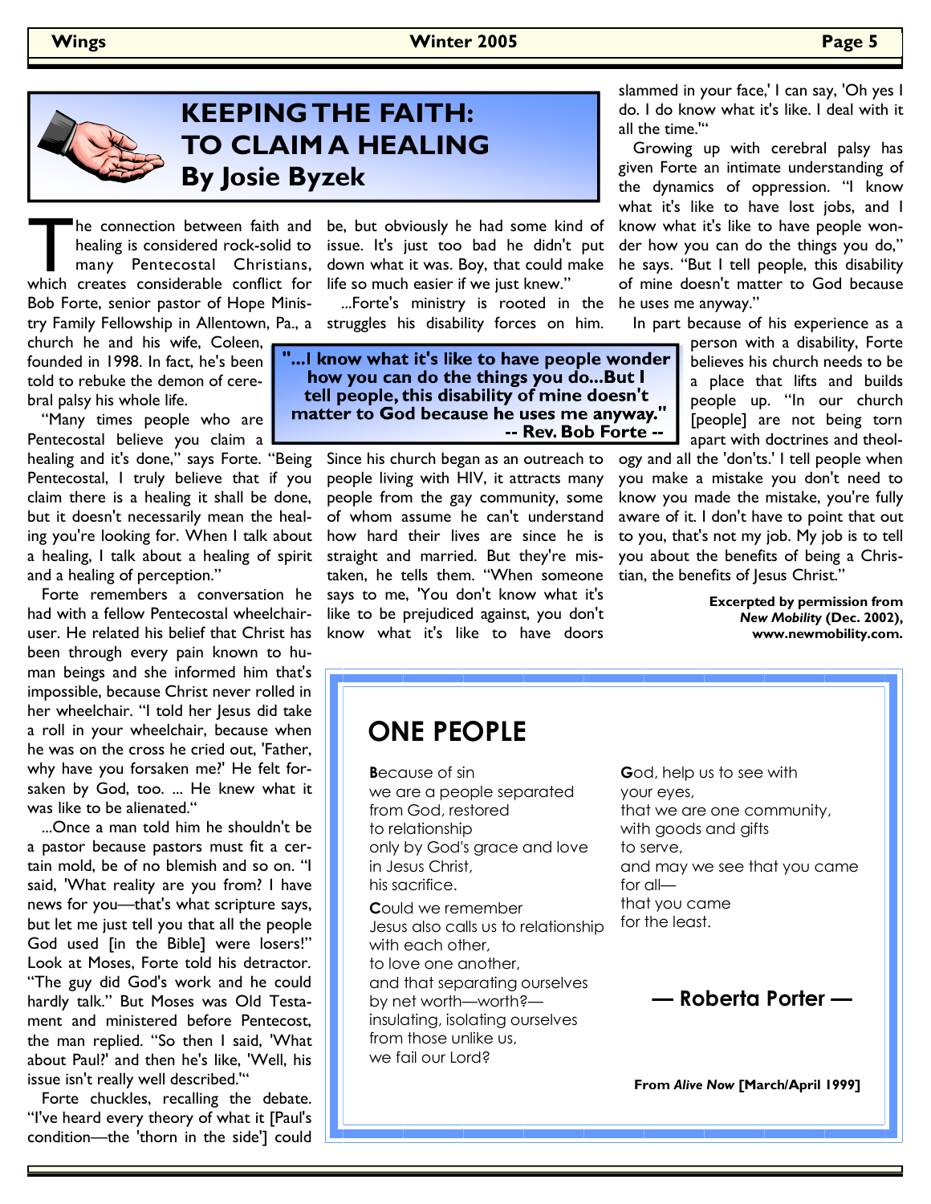# KEEPING THE FAITH: TO CLAIM A HEALING

## By Josie Byzek

The connection between faith and healing is considered rock-solid to many Pentecostal Christians, which creates considerable conflict for Bob Forte, senior pastor of Hope Ministry Family Fellowship in Allentown, Pa., a church he and his wife, Coleen, founded in 1998. In fact, he's been told to rebuke the demon of cerebral palsy his whole life.

"Many times people who are Pentecostal believe you claim a healing and it's done," says Forte. "Being Pentecostal, I truly believe that if you claim there is a healing it shall be done, but it doesn't necessarily mean the healing you're looking for. When I talk about a healing, I talk about a healing of spirit and a healing of perception."

Forte remembers a conversation he had with a fellow Pentecostal wheelchair-user. He related his belief that Christ has been through every pain known to human beings and she informed him that's impossible, because Christ never rolled in her wheelchair. "I told her Jesus did take a roll in your wheelchair, because when he was on the cross he cried out, 'Father, why have you forsaken me?' He felt forsaken by God, too. ... He knew what it was like to be alienated."

...Once a man told him he shouldn't be a pastor because pastors must fit a certain mold, be of no blemish and so on. "I said, 'What reality are you from? I have news for you—that's what scripture says, but let me just tell you that all the people God used [in the Bible] were losers!" Look at Moses, Forte told his detractor. "The guy did God's work and he could hardly talk." But Moses was Old Testament and ministered before Pentecost, the man replied. "So then I said, 'What about Paul?' and then he's like, 'Well, his issue isn't really well described.'"

Forte chuckles, recalling the debate. "I've heard every theory of what it [Paul's condition—the 'thorn in the side'] could be, but obviously he had some kind of issue. It's just too bad he didn't put down what it was. Boy, that could make life so much easier if we just knew."

...Forte's ministry is rooted in the struggles his disability forces on him. Since his church began as an outreach to people living with HIV, it attracts many people from the gay community, some of whom assume he can't understand how hard their lives are since he is straight and married. But they're mistaken, he tells them. "When someone says to me, 'You don't know what it's like to be prejudiced against, you don't know what it's like to have doors slammed in your face,' I can say, 'Oh yes I do. I do know what it's like. I deal with it all the time.'"

> **"...I know what it's like to have people wonder how you can do the things you do...But I tell people, this disability of mine doesn't matter to God because he uses me anyway."**
> **-- Rev. Bob Forte --**

Growing up with cerebral palsy has given Forte an intimate understanding of the dynamics of oppression. "I know what it's like to have lost jobs, and I know what it's like to have people wonder how you can do the things you do," he says. "But I tell people, this disability of mine doesn't matter to God because he uses me anyway."

In part because of his experience as a person with a disability, Forte believes his church needs to be a place that lifts and builds people up. "In our church [people] are not being torn apart with doctrines and theology and all the 'don'ts.' I tell people when you make a mistake you don't need to know you made the mistake, you're fully aware of it. I don't have to point that out to you, that's not my job. My job is to tell you about the benefits of being a Christian, the benefits of Jesus Christ."

**Excerpted by permission from *New Mobility* (Dec. 2002), www.newmobility.com.**

---

## ONE PEOPLE

**B**ecause of sin
we are a people separated
from God, restored
to relationship
only by God's grace and love
in Jesus Christ,
his sacrifice.

**C**ould we remember
Jesus also calls us to relationship
with each other,
to love one another,
and that separating ourselves
by net worth—worth?—
insulating, isolating ourselves
from those unlike us,
we fail our Lord?

**G**od, help us to see with
your eyes,
that we are one community,
with goods and gifts
to serve,
and may we see that you came
for all—
that you came
for the least.

**— Roberta Porter —**

**From *Alive Now* [March/April 1999]**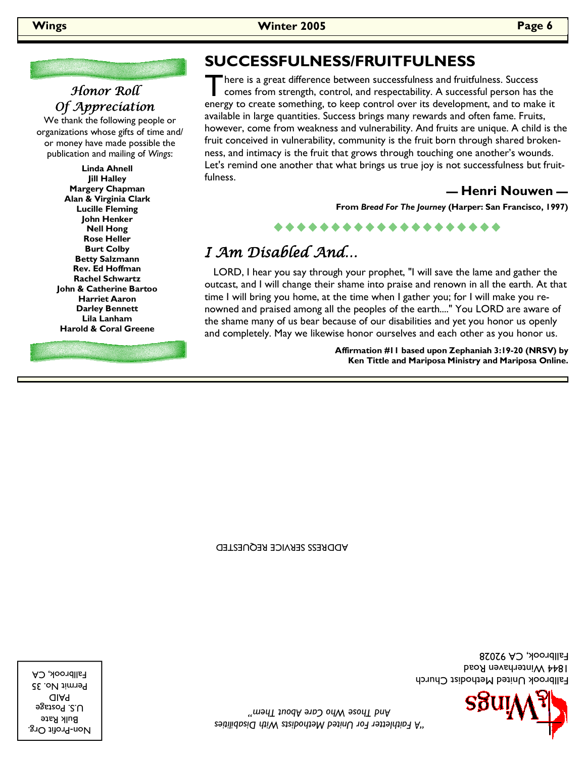## Honor Roll Of Appreciation

We thank the following people or organizations whose gifts of time and/ or money have made possible the publication and mailing of *Wings*:

**Linda Ahnell**
**Jill Halley**
**Margery Chapman**
**Alan & Virginia Clark**
**Lucille Fleming**
**John Henker**
**Nell Hong**
**Rose Heller**
**Burt Colby**
**Betty Salzmann**
**Rev. Ed Hoffman**
**Rachel Schwartz**
**John & Catherine Bartoo**
**Harriet Aaron**
**Darley Bennett**
**Lila Lanham**
**Harold & Coral Greene**

# SUCCESSFULNESS/FRUITFULNESS

There is a great difference between successfulness and fruitfulness. Success comes from strength, control, and respectability. A successful person has the energy to create something, to keep control over its development, and to make it available in large quantities. Success brings many rewards and often fame. Fruits, however, come from weakness and vulnerability. And fruits are unique. A child is the fruit conceived in vulnerability, community is the fruit born through shared brokenness, and intimacy is the fruit that grows through touching one another's wounds. Let's remind one another that what brings us true joy is not successfulness but fruitfulness.

**— Henri Nouwen —**

**From *Bread For The Journey* (Harper: San Francisco, 1997)**

## *I Am Disabled And...*

LORD, I hear you say through your prophet, "I will save the lame and gather the outcast, and I will change their shame into praise and renown in all the earth. At that time I will bring you home, at the time when I gather you; for I will make you renowned and praised among all the peoples of the earth...." You LORD are aware of the shame many of us bear because of our disabilities and yet you honor us openly and completely. May we likewise honor ourselves and each other as you honor us.

**Affirmation #11 based upon Zephaniah 3:19-20 (NRSV) by Ken Tittle and Mariposa Ministry and Mariposa Online.**

ADDRESS SERVICE REQUESTED

Wings

Fallbrook United Methodist Church
1844 Winterhaven Road
Fallbrook, CA 92028

*"A Faithletter For United Methodists With Disabilities And Those Who Care About Them"*

Non-Profit Org.
Bulk Rate
U.S. Postage
PAID
Permit No. 35
Fallbrook, CA